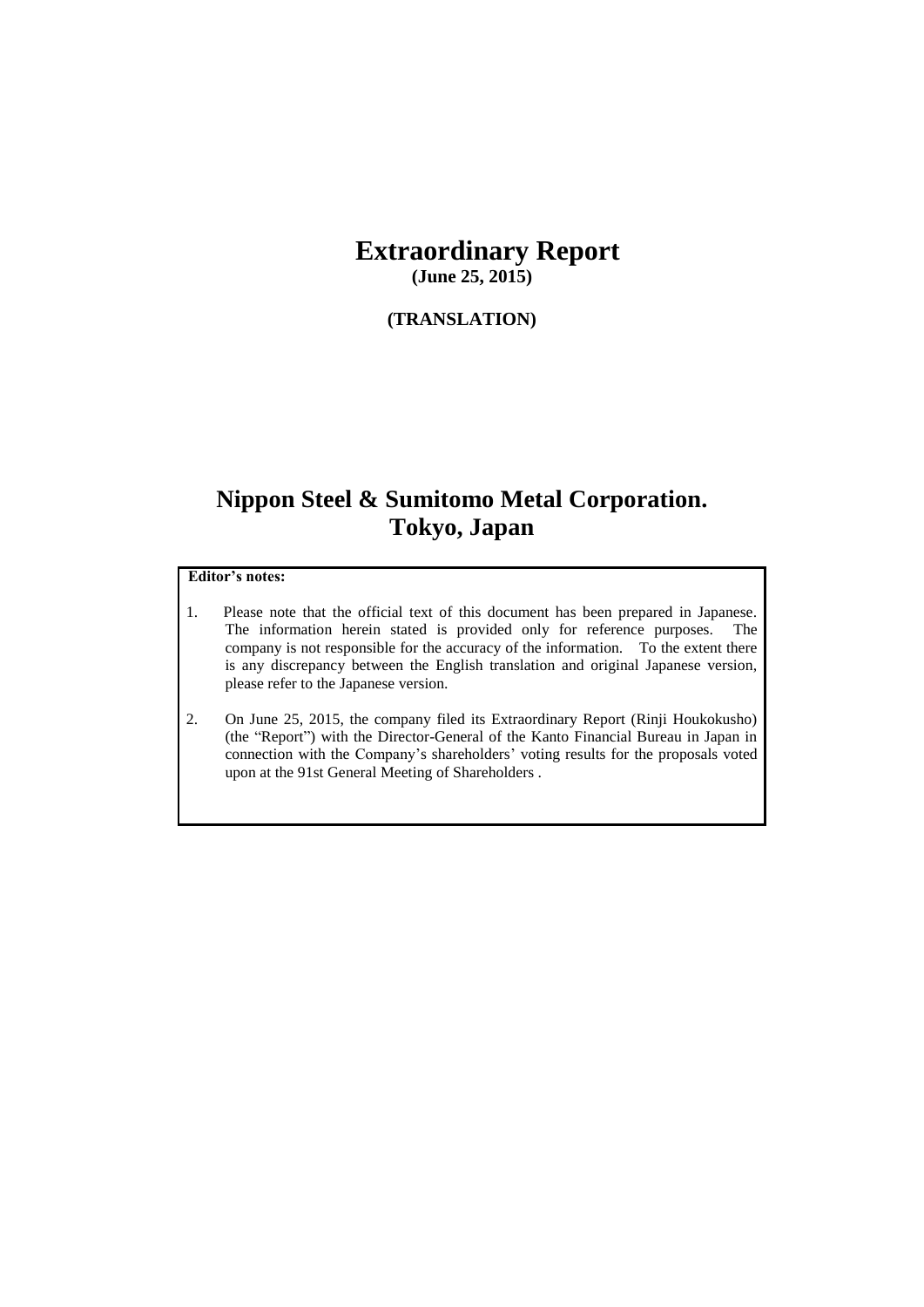# Extraordinary Report

**(June 25, 2015)**

**(TRANSLATION)**

# Nippon Steel & Sumitomo Metal Corporation.
# Tokyo, Japan

**Editor's notes:**

1. Please note that the official text of this document has been prepared in Japanese. The information herein stated is provided only for reference purposes. The company is not responsible for the accuracy of the information. To the extent there is any discrepancy between the English translation and original Japanese version, please refer to the Japanese version.

2. On June 25, 2015, the company filed its Extraordinary Report (Rinji Houkokusho) (the "Report") with the Director-General of the Kanto Financial Bureau in Japan in connection with the Company's shareholders' voting results for the proposals voted upon at the 91st General Meeting of Shareholders .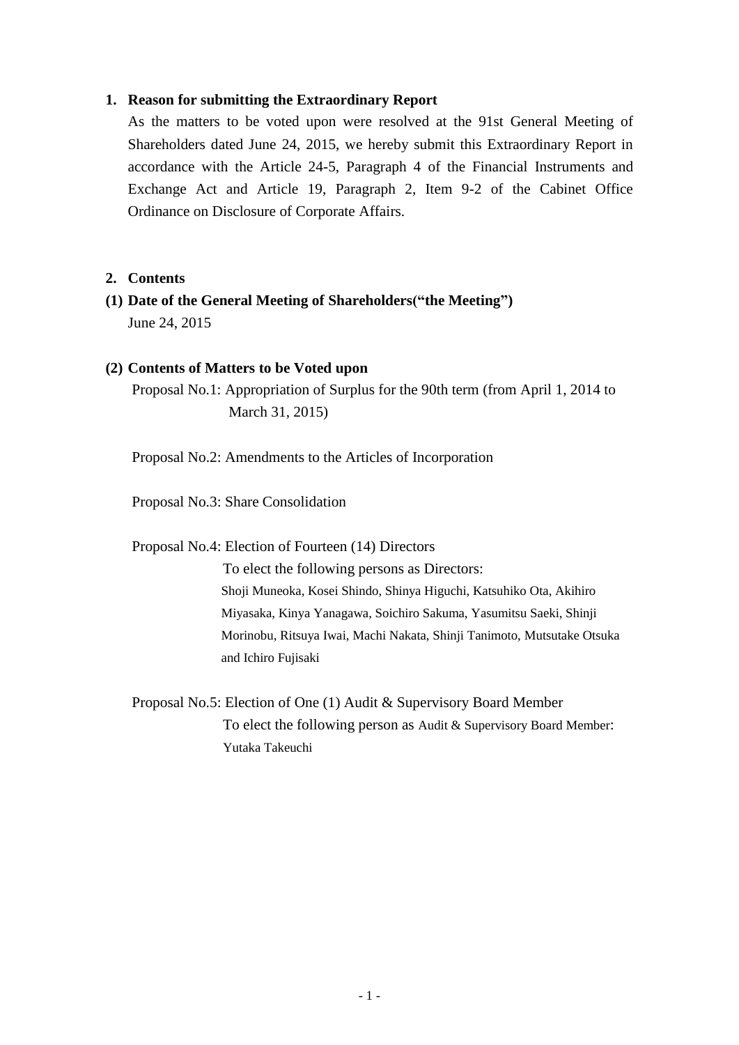## 1. Reason for submitting the Extraordinary Report

As the matters to be voted upon were resolved at the 91st General Meeting of Shareholders dated June 24, 2015, we hereby submit this Extraordinary Report in accordance with the Article 24-5, Paragraph 4 of the Financial Instruments and Exchange Act and Article 19, Paragraph 2, Item 9-2 of the Cabinet Office Ordinance on Disclosure of Corporate Affairs.

## 2. Contents

### (1) Date of the General Meeting of Shareholders(“the Meeting”)

June 24, 2015

### (2) Contents of Matters to be Voted upon

Proposal No.1: Appropriation of Surplus for the 90th term (from April 1, 2014 to March 31, 2015)

Proposal No.2: Amendments to the Articles of Incorporation

Proposal No.3: Share Consolidation

Proposal No.4: Election of Fourteen (14) Directors

To elect the following persons as Directors:
Shoji Muneoka, Kosei Shindo, Shinya Higuchi, Katsuhiko Ota, Akihiro Miyasaka, Kinya Yanagawa, Soichiro Sakuma, Yasumitsu Saeki, Shinji Morinobu, Ritsuya Iwai, Machi Nakata, Shinji Tanimoto, Mutsutake Otsuka and Ichiro Fujisaki

Proposal No.5: Election of One (1) Audit & Supervisory Board Member

To elect the following person as Audit & Supervisory Board Member:
Yutaka Takeuchi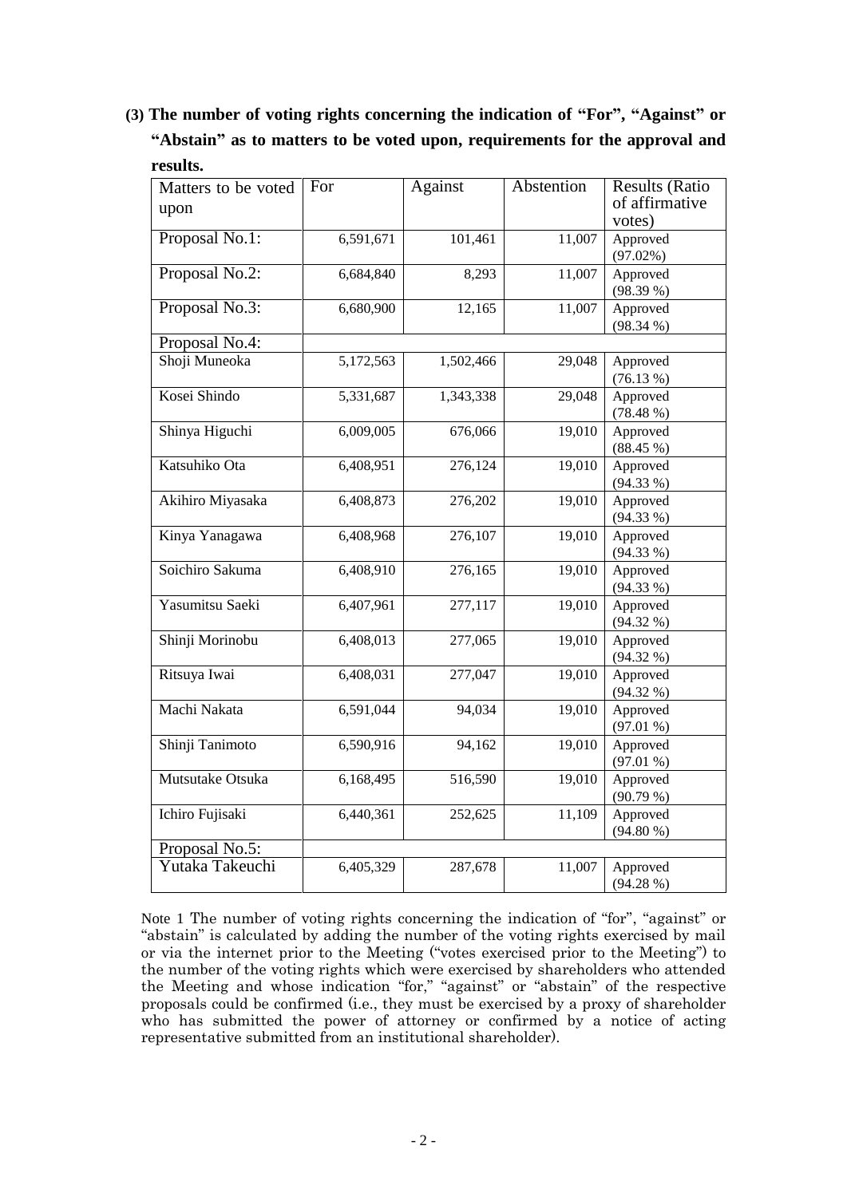**(3) The number of voting rights concerning the indication of "For", "Against" or "Abstain" as to matters to be voted upon, requirements for the approval and results.**

| Matters to be voted upon | For | Against | Abstention | Results (Ratio of affirmative votes) |
|---|---|---|---|---|
| Proposal No.1: | 6,591,671 | 101,461 | 11,007 | Approved (97.02%) |
| Proposal No.2: | 6,684,840 | 8,293 | 11,007 | Approved (98.39 %) |
| Proposal No.3: | 6,680,900 | 12,165 | 11,007 | Approved (98.34 %) |
| Proposal No.4: | | | | |
| Shoji Muneoka | 5,172,563 | 1,502,466 | 29,048 | Approved (76.13 %) |
| Kosei Shindo | 5,331,687 | 1,343,338 | 29,048 | Approved (78.48 %) |
| Shinya Higuchi | 6,009,005 | 676,066 | 19,010 | Approved (88.45 %) |
| Katsuhiko Ota | 6,408,951 | 276,124 | 19,010 | Approved (94.33 %) |
| Akihiro Miyasaka | 6,408,873 | 276,202 | 19,010 | Approved (94.33 %) |
| Kinya Yanagawa | 6,408,968 | 276,107 | 19,010 | Approved (94.33 %) |
| Soichiro Sakuma | 6,408,910 | 276,165 | 19,010 | Approved (94.33 %) |
| Yasumitsu Saeki | 6,407,961 | 277,117 | 19,010 | Approved (94.32 %) |
| Shinji Morinobu | 6,408,013 | 277,065 | 19,010 | Approved (94.32 %) |
| Ritsuya Iwai | 6,408,031 | 277,047 | 19,010 | Approved (94.32 %) |
| Machi Nakata | 6,591,044 | 94,034 | 19,010 | Approved (97.01 %) |
| Shinji Tanimoto | 6,590,916 | 94,162 | 19,010 | Approved (97.01 %) |
| Mutsutake Otsuka | 6,168,495 | 516,590 | 19,010 | Approved (90.79 %) |
| Ichiro Fujisaki | 6,440,361 | 252,625 | 11,109 | Approved (94.80 %) |
| Proposal No.5: | | | | |
| Yutaka Takeuchi | 6,405,329 | 287,678 | 11,007 | Approved (94.28 %) |

Note 1 The number of voting rights concerning the indication of "for", "against" or "abstain" is calculated by adding the number of the voting rights exercised by mail or via the internet prior to the Meeting ("votes exercised prior to the Meeting") to the number of the voting rights which were exercised by shareholders who attended the Meeting and whose indication "for," "against" or "abstain" of the respective proposals could be confirmed (i.e., they must be exercised by a proxy of shareholder who has submitted the power of attorney or confirmed by a notice of acting representative submitted from an institutional shareholder).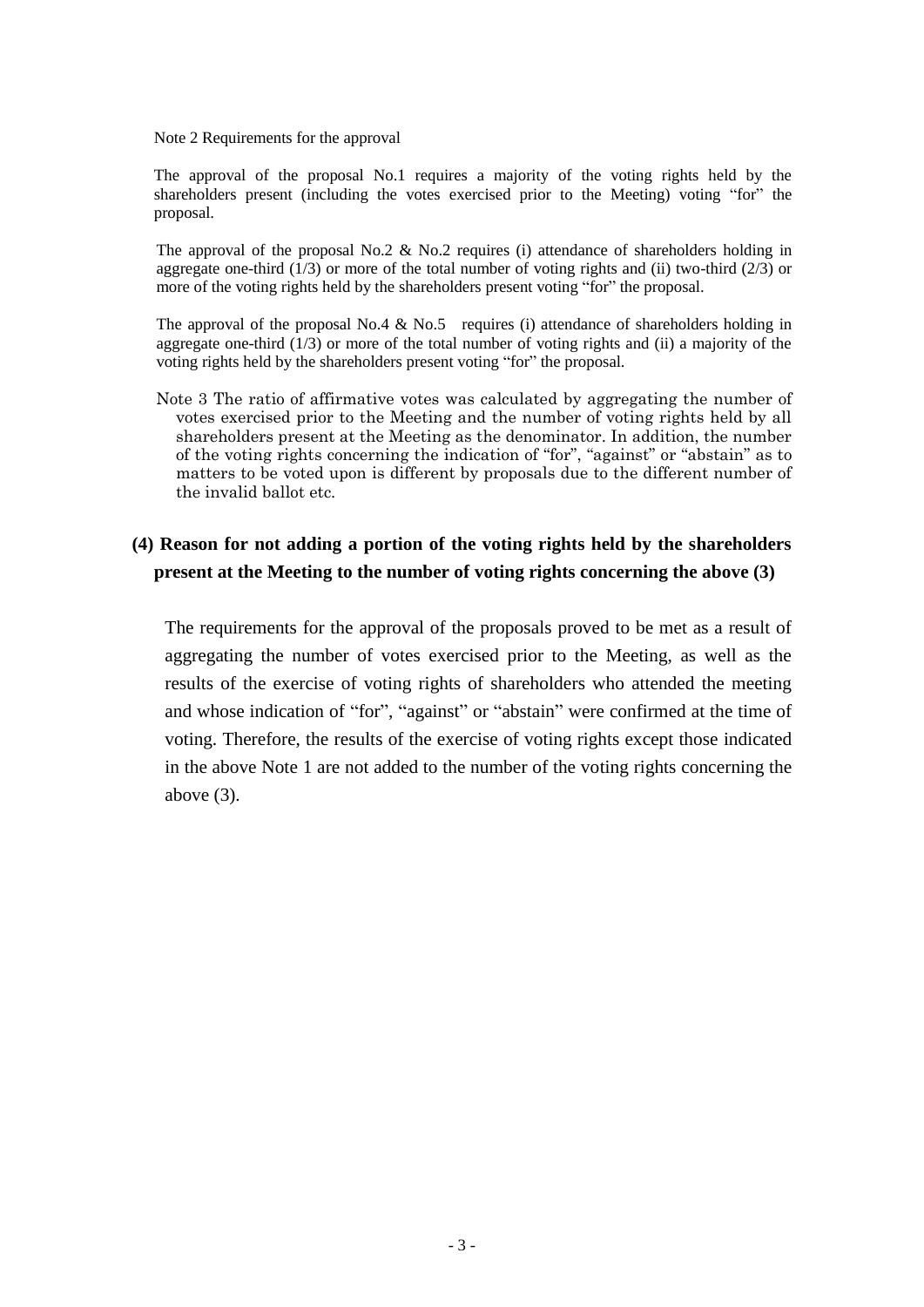Note 2 Requirements for the approval

The approval of the proposal No.1 requires a majority of the voting rights held by the shareholders present (including the votes exercised prior to the Meeting) voting "for" the proposal.

The approval of the proposal No.2 & No.2 requires (i) attendance of shareholders holding in aggregate one-third (1/3) or more of the total number of voting rights and (ii) two-third (2/3) or more of the voting rights held by the shareholders present voting "for" the proposal.

The approval of the proposal No.4 & No.5 requires (i) attendance of shareholders holding in aggregate one-third (1/3) or more of the total number of voting rights and (ii) a majority of the voting rights held by the shareholders present voting "for" the proposal.

Note 3 The ratio of affirmative votes was calculated by aggregating the number of votes exercised prior to the Meeting and the number of voting rights held by all shareholders present at the Meeting as the denominator. In addition, the number of the voting rights concerning the indication of "for", "against" or "abstain" as to matters to be voted upon is different by proposals due to the different number of the invalid ballot etc.

## (4) Reason for not adding a portion of the voting rights held by the shareholders present at the Meeting to the number of voting rights concerning the above (3)

The requirements for the approval of the proposals proved to be met as a result of aggregating the number of votes exercised prior to the Meeting, as well as the results of the exercise of voting rights of shareholders who attended the meeting and whose indication of "for", "against" or "abstain" were confirmed at the time of voting. Therefore, the results of the exercise of voting rights except those indicated in the above Note 1 are not added to the number of the voting rights concerning the above (3).